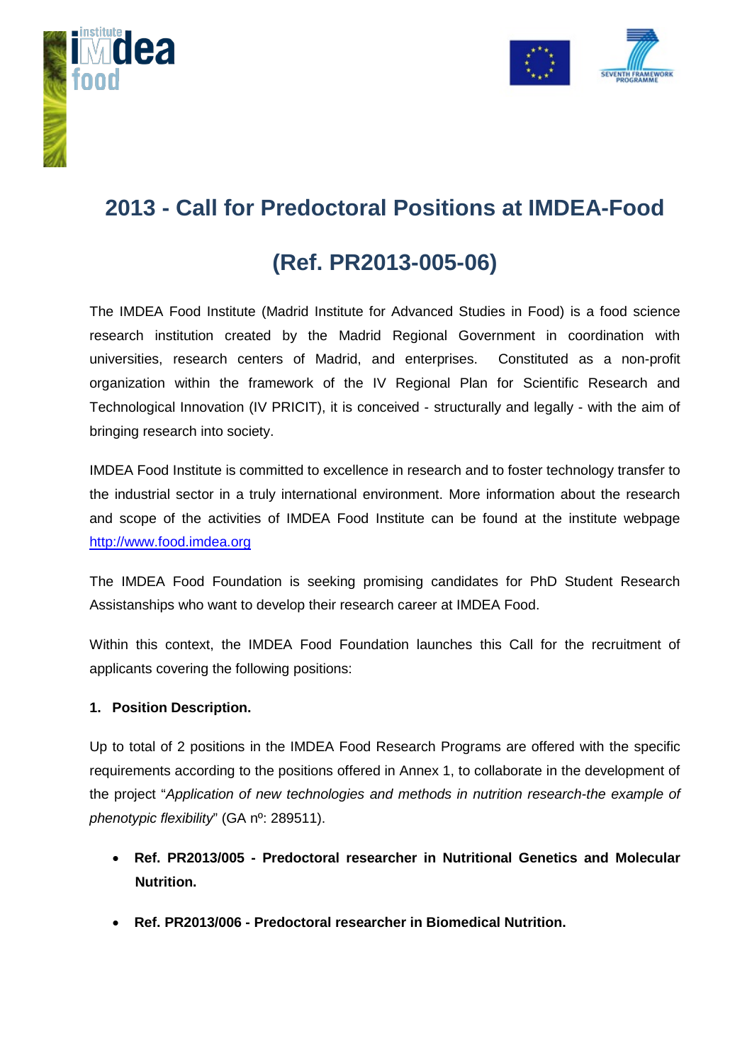# 2013 - Call for Predoctoral Positions at IMDEA-Food

# (Ref. PR2013-005-06)

The IMDEA Food Institute (Madrid Institute for Advanced Studies in Food) is a food science research institution created by the Madrid Regional Government in coordination with universities, research centers of Madrid, and enterprises. Constituted as a non-profit organization within the framework of the IV Regional Plan for Scientific Research and Technological Innovation (IV PRICIT), it is conceived - structurally and legally - with the aim of bringing research into society.

IMDEA Food Institute is committed to excellence in research and to foster technology transfer to the industrial sector in a truly international environment. More information about the research and scope of the activities of IMDEA Food Institute can be found at the institute webpage http://www.food.imdea.org

The IMDEA Food Foundation is seeking promising candidates for PhD Student Research Assistanships who want to develop their research career at IMDEA Food.

Within this context, the IMDEA Food Foundation launches this Call for the recruitment of applicants covering the following positions:

**1. Position Description.**

Up to total of 2 positions in the IMDEA Food Research Programs are offered with the specific requirements according to the positions offered in Annex 1, to collaborate in the development of the project "*Application of new technologies and methods in nutrition research-the example of phenotypic flexibility*" (GA nº: 289511).

- **Ref. PR2013/005 - Predoctoral researcher in Nutritional Genetics and Molecular Nutrition.**
- **Ref. PR2013/006 - Predoctoral researcher in Biomedical Nutrition.**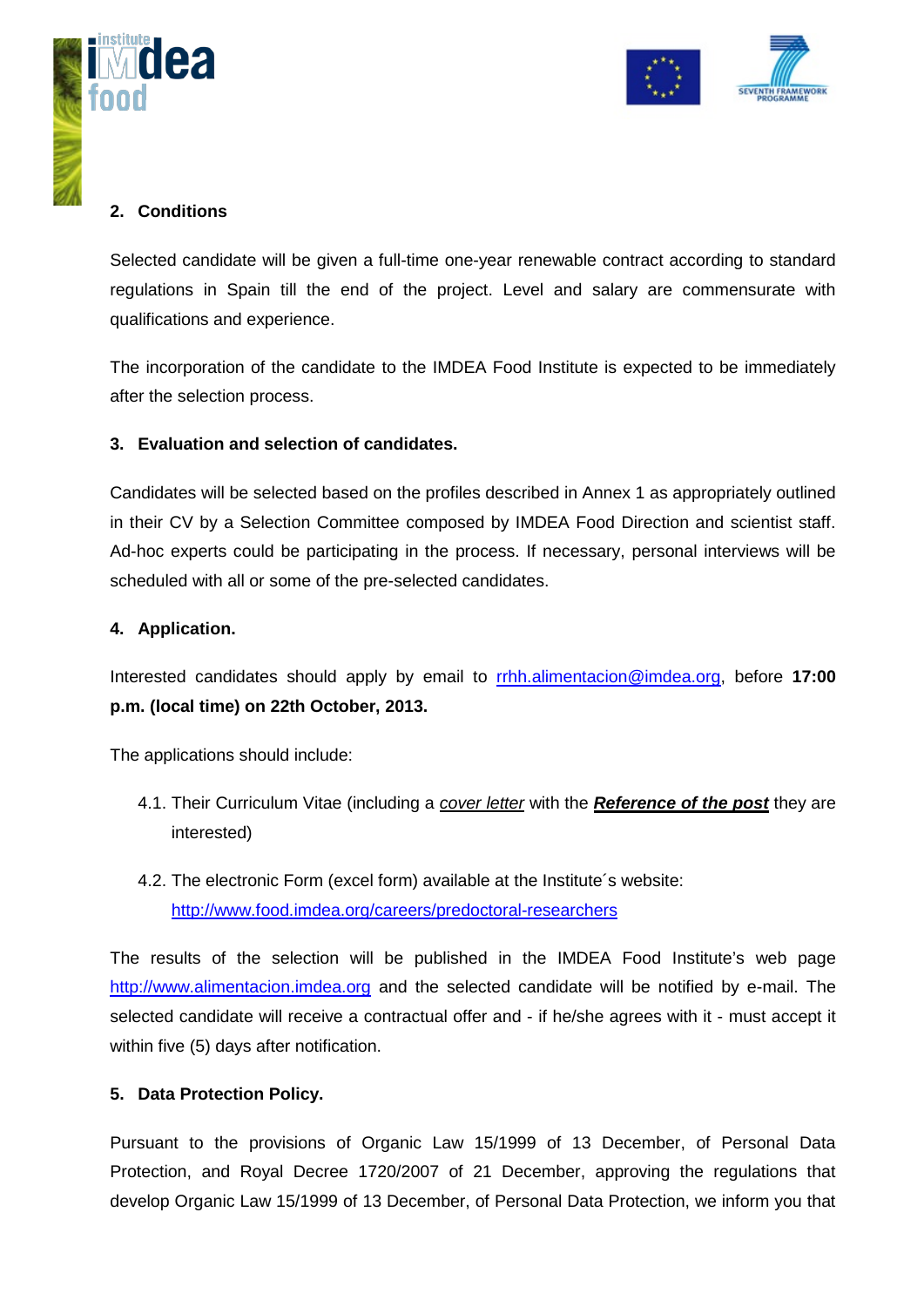## 2. Conditions

Selected candidate will be given a full-time one-year renewable contract according to standard regulations in Spain till the end of the project. Level and salary are commensurate with qualifications and experience.

The incorporation of the candidate to the IMDEA Food Institute is expected to be immediately after the selection process.

## 3. Evaluation and selection of candidates.

Candidates will be selected based on the profiles described in Annex 1 as appropriately outlined in their CV by a Selection Committee composed by IMDEA Food Direction and scientist staff. Ad-hoc experts could be participating in the process. If necessary, personal interviews will be scheduled with all or some of the pre-selected candidates.

## 4. Application.

Interested candidates should apply by email to rrhh.alimentacion@imdea.org, before **17:00 p.m. (local time) on 22th October, 2013.**

The applications should include:

4.1. Their Curriculum Vitae (including a *cover letter* with the ***Reference of the post*** they are interested)

4.2. The electronic Form (excel form) available at the Institute´s website: http://www.food.imdea.org/careers/predoctoral-researchers

The results of the selection will be published in the IMDEA Food Institute's web page http://www.alimentacion.imdea.org and the selected candidate will be notified by e-mail. The selected candidate will receive a contractual offer and - if he/she agrees with it - must accept it within five (5) days after notification.

## 5. Data Protection Policy.

Pursuant to the provisions of Organic Law 15/1999 of 13 December, of Personal Data Protection, and Royal Decree 1720/2007 of 21 December, approving the regulations that develop Organic Law 15/1999 of 13 December, of Personal Data Protection, we inform you that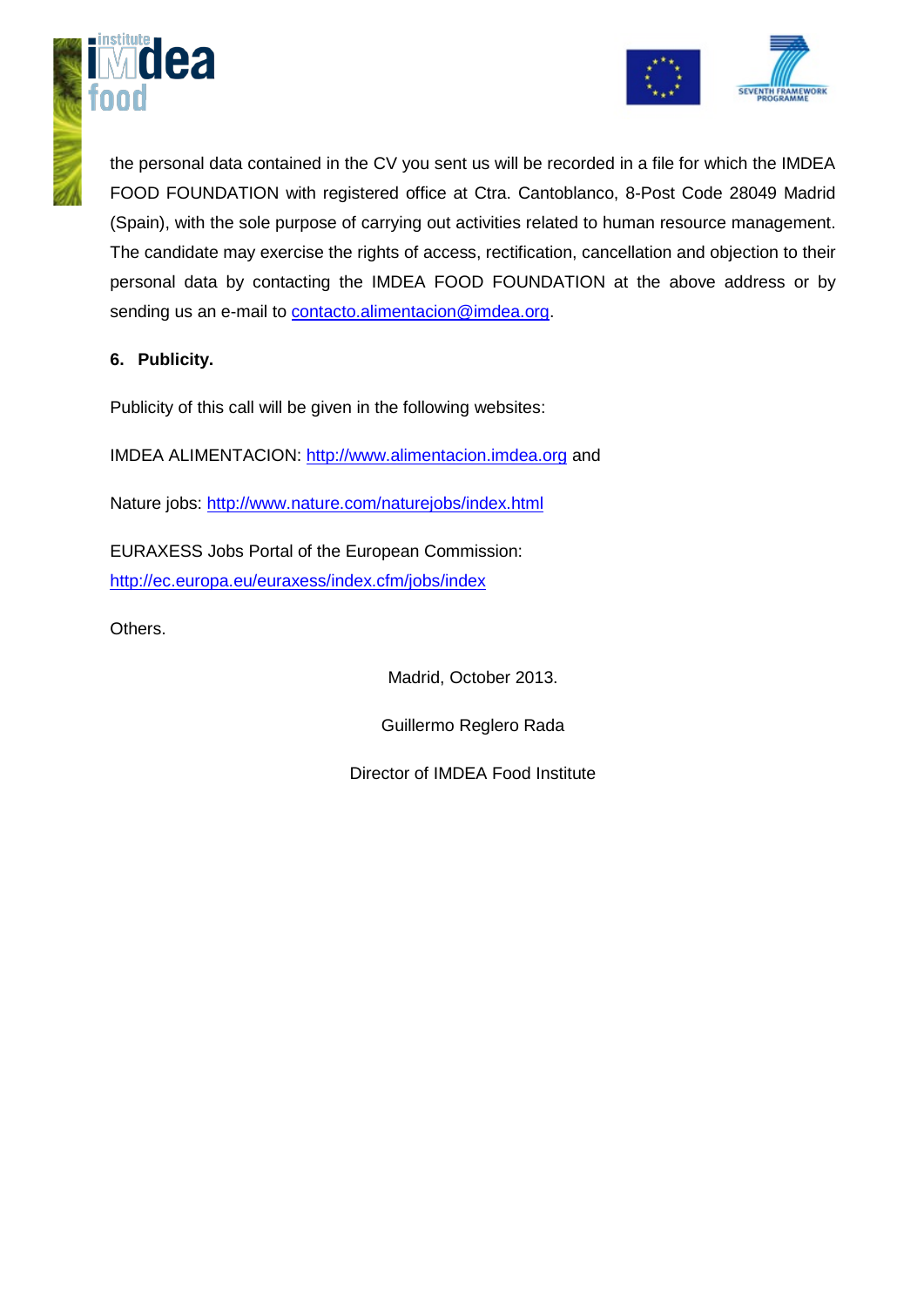the personal data contained in the CV you sent us will be recorded in a file for which the IMDEA FOOD FOUNDATION with registered office at Ctra. Cantoblanco, 8-Post Code 28049 Madrid (Spain), with the sole purpose of carrying out activities related to human resource management. The candidate may exercise the rights of access, rectification, cancellation and objection to their personal data by contacting the IMDEA FOOD FOUNDATION at the above address or by sending us an e-mail to contacto.alimentacion@imdea.org.

## 6. Publicity.

Publicity of this call will be given in the following websites:

IMDEA ALIMENTACION: http://www.alimentacion.imdea.org and

Nature jobs: http://www.nature.com/naturejobs/index.html

EURAXESS Jobs Portal of the European Commission:
http://ec.europa.eu/euraxess/index.cfm/jobs/index

Others.

Madrid, October 2013.

Guillermo Reglero Rada

Director of IMDEA Food Institute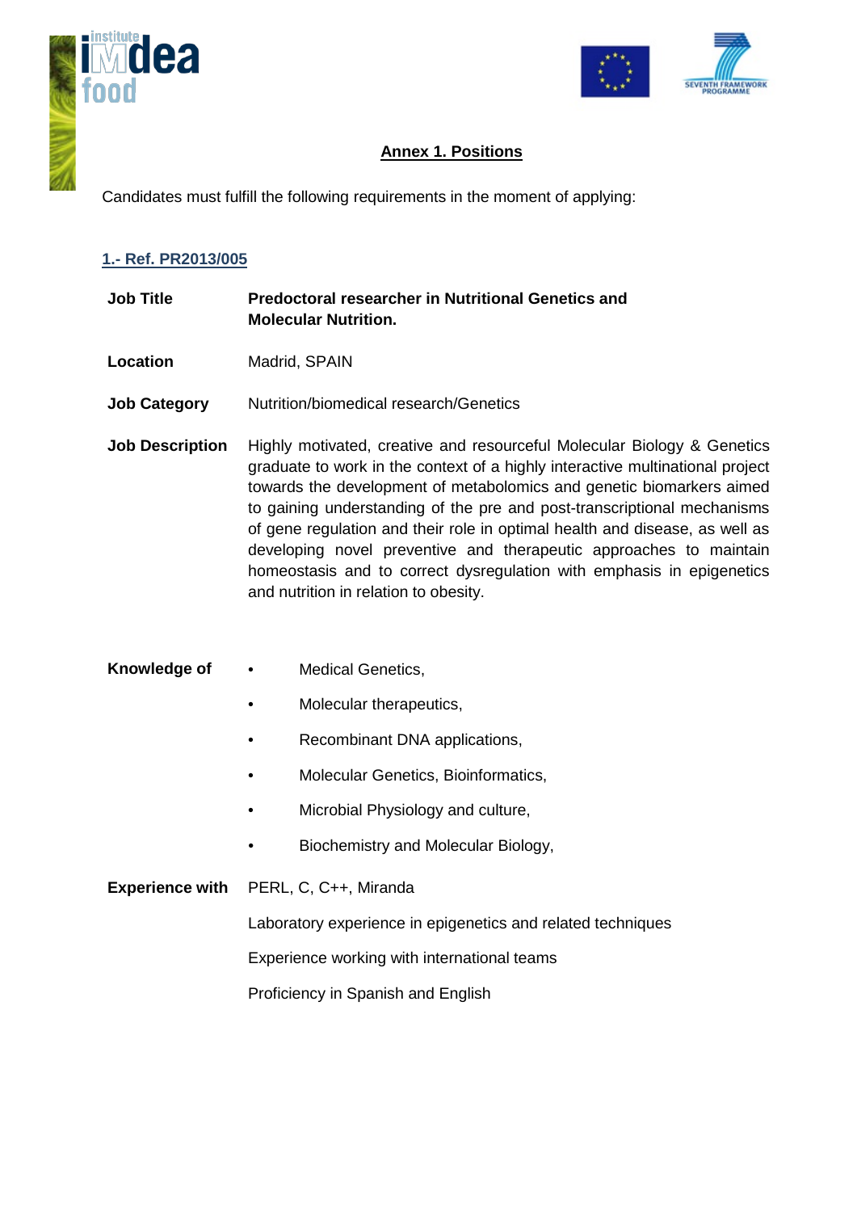## Annex 1. Positions

Candidates must fulfill the following requirements in the moment of applying:

### 1.- Ref. PR2013/005

**Job Title** — **Predoctoral researcher in Nutritional Genetics and Molecular Nutrition.**

**Location** — Madrid, SPAIN

**Job Category** — Nutrition/biomedical research/Genetics

**Job Description** — Highly motivated, creative and resourceful Molecular Biology & Genetics graduate to work in the context of a highly interactive multinational project towards the development of metabolomics and genetic biomarkers aimed to gaining understanding of the pre and post-transcriptional mechanisms of gene regulation and their role in optimal health and disease, as well as developing novel preventive and therapeutic approaches to maintain homeostasis and to correct dysregulation with emphasis in epigenetics and nutrition in relation to obesity.

**Knowledge of**

- Medical Genetics,
- Molecular therapeutics,
- Recombinant DNA applications,
- Molecular Genetics, Bioinformatics,
- Microbial Physiology and culture,
- Biochemistry and Molecular Biology,

**Experience with**

PERL, C, C++, Miranda

Laboratory experience in epigenetics and related techniques

Experience working with international teams

Proficiency in Spanish and English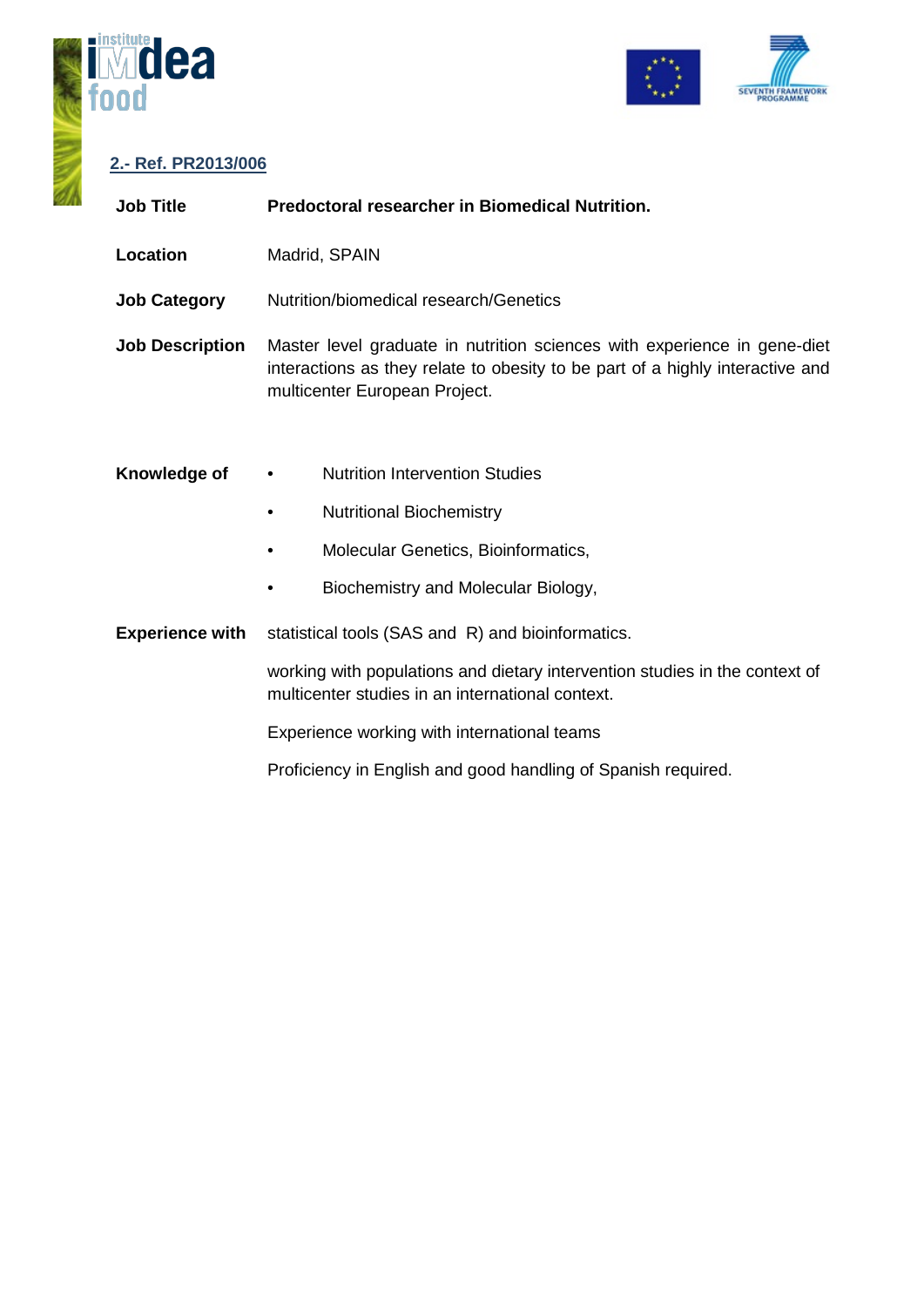## 2.- Ref. PR2013/006

| | |
|---|---|
| **Job Title** | **Predoctoral researcher in Biomedical Nutrition.** |
| **Location** | Madrid, SPAIN |
| **Job Category** | Nutrition/biomedical research/Genetics |
| **Job Description** | Master level graduate in nutrition sciences with experience in gene-diet interactions as they relate to obesity to be part of a highly interactive and multicenter European Project. |
| **Knowledge of** | • Nutrition Intervention Studies<br>• Nutritional Biochemistry<br>• Molecular Genetics, Bioinformatics,<br>• Biochemistry and Molecular Biology, |
| **Experience with** | statistical tools (SAS and R) and bioinformatics.<br><br>working with populations and dietary intervention studies in the context of multicenter studies in an international context.<br><br>Experience working with international teams<br><br>Proficiency in English and good handling of Spanish required. |